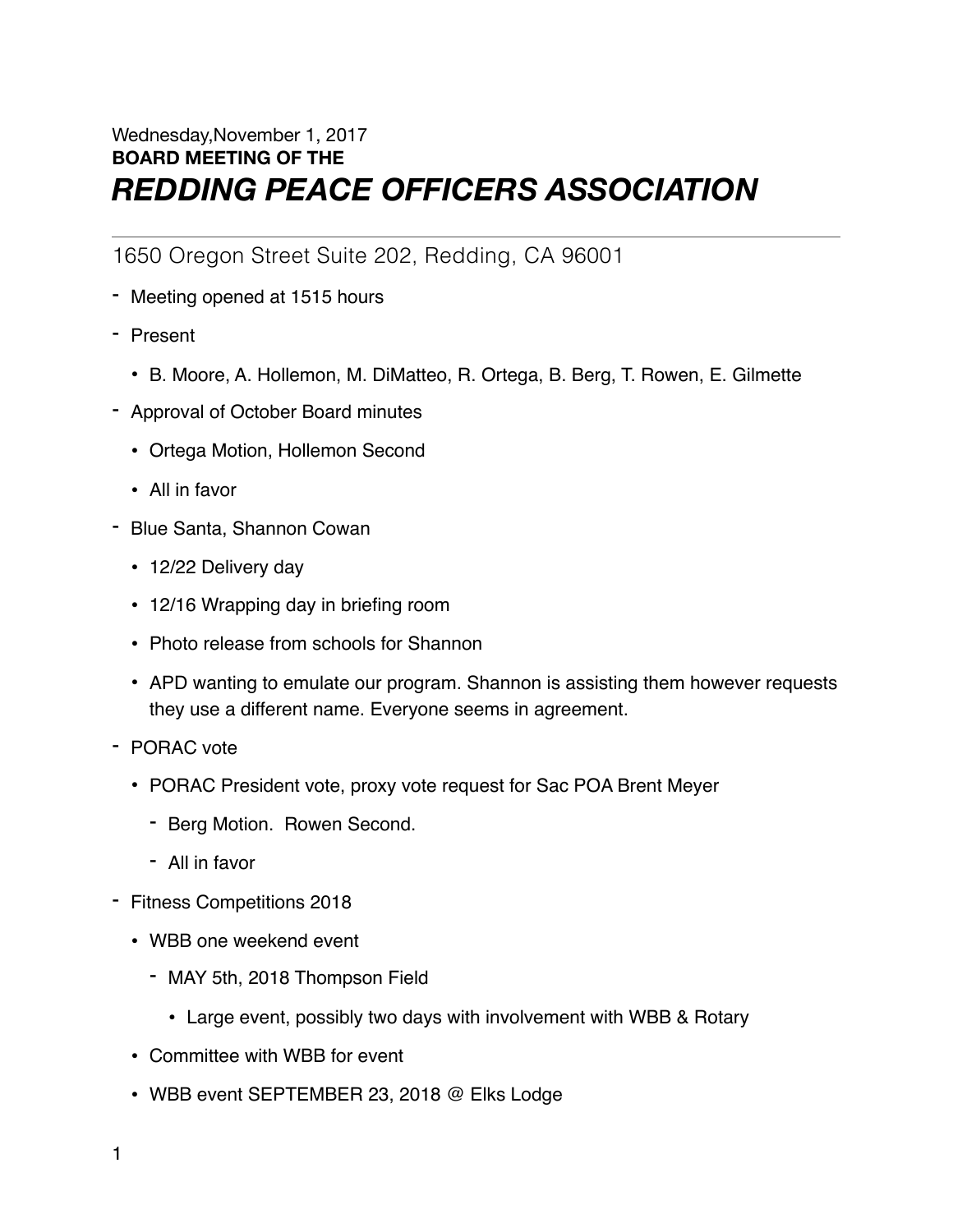Wednesday,November 1, 2017

**BOARD MEETING OF THE**

# *REDDING PEACE OFFICERS ASSOCIATION*

---

1650 Oregon Street Suite 202, Redding, CA 96001

- Meeting opened at 1515 hours
- Present
  - B. Moore, A. Hollemon, M. DiMatteo, R. Ortega, B. Berg, T. Rowen, E. Gilmette
- Approval of October Board minutes
  - Ortega Motion, Hollemon Second
  - All in favor
- Blue Santa, Shannon Cowan
  - 12/22 Delivery day
  - 12/16 Wrapping day in briefing room
  - Photo release from schools for Shannon
  - APD wanting to emulate our program. Shannon is assisting them however requests they use a different name. Everyone seems in agreement.
- PORAC vote
  - PORAC President vote, proxy vote request for Sac POA Brent Meyer
    - Berg Motion. Rowen Second.
    - All in favor
- Fitness Competitions 2018
  - WBB one weekend event
    - MAY 5th, 2018 Thompson Field
      - Large event, possibly two days with involvement with WBB & Rotary
  - Committee with WBB for event
  - WBB event SEPTEMBER 23, 2018 @ Elks Lodge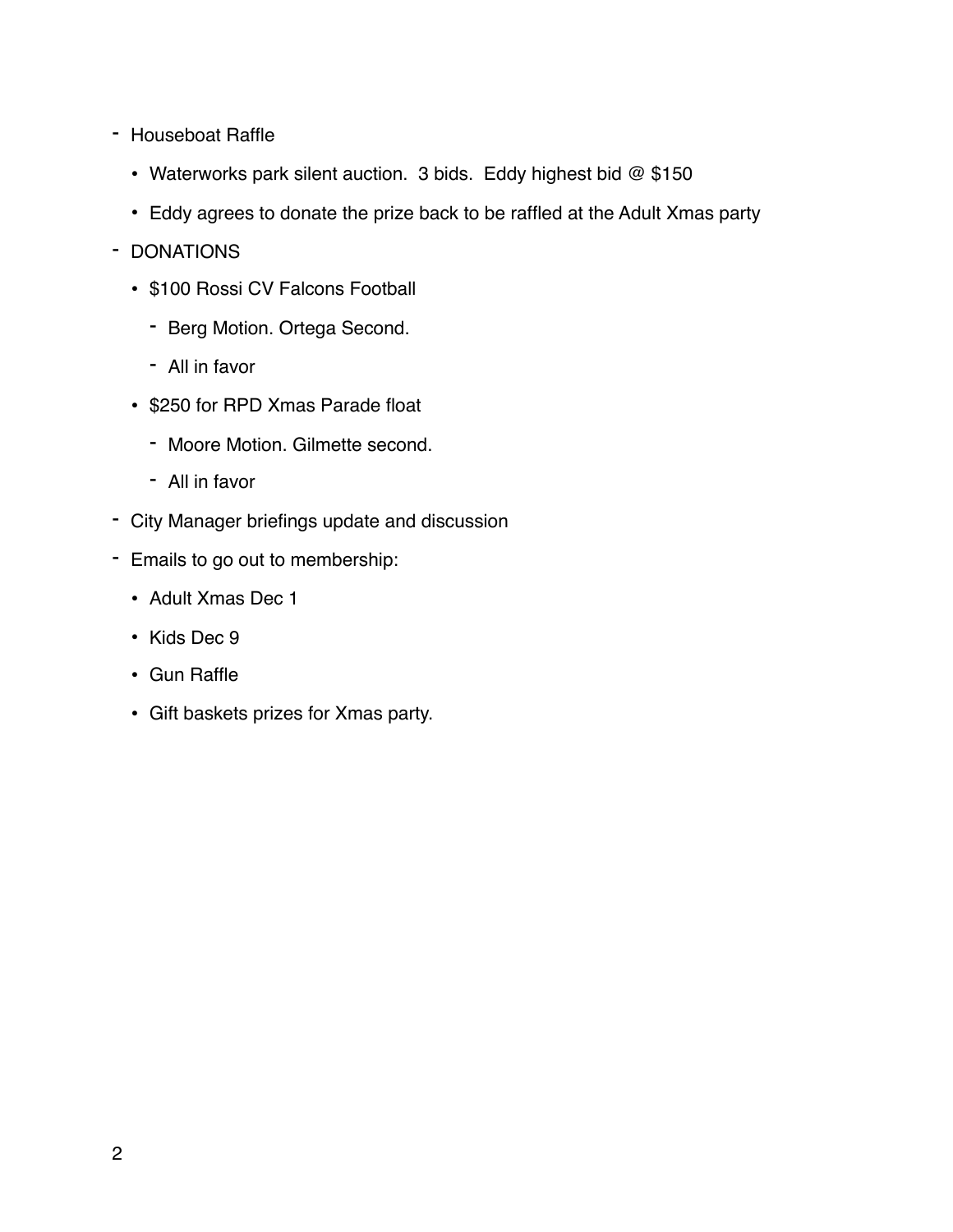- Houseboat Raffle
  - Waterworks park silent auction.  3 bids.  Eddy highest bid @ $150
  - Eddy agrees to donate the prize back to be raffled at the Adult Xmas party
- DONATIONS
  - $100 Rossi CV Falcons Football
    - Berg Motion. Ortega Second.
    - All in favor
  - $250 for RPD Xmas Parade float
    - Moore Motion. Gilmette second.
    - All in favor
- City Manager briefings update and discussion
- Emails to go out to membership:
  - Adult Xmas Dec 1
  - Kids Dec 9
  - Gun Raffle
  - Gift baskets prizes for Xmas party.